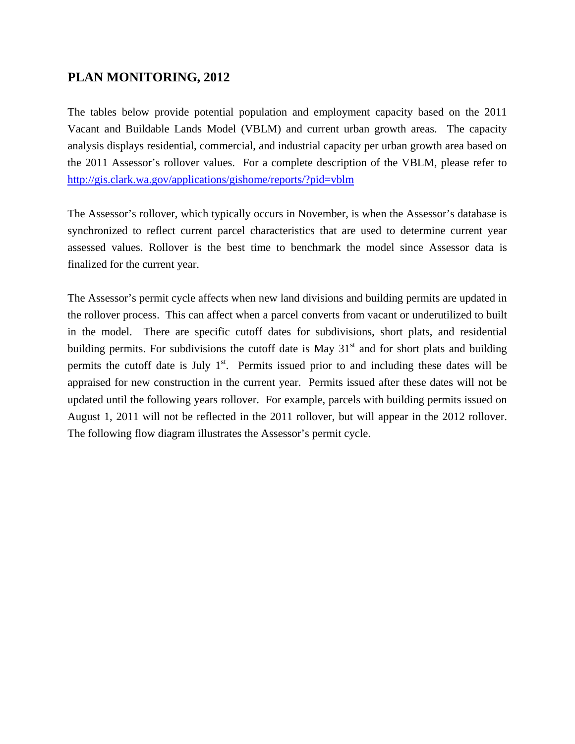## PLAN MONITORING, 2012

The tables below provide potential population and employment capacity based on the 2011 Vacant and Buildable Lands Model (VBLM) and current urban growth areas. The capacity analysis displays residential, commercial, and industrial capacity per urban growth area based on the 2011 Assessor's rollover values. For a complete description of the VBLM, please refer to [http://gis.clark.wa.gov/applications/gishome/reports/?pid=vblm](http://gis.clark.wa.gov/applications/gishome/reports/?pid=vblm)

The Assessor's rollover, which typically occurs in November, is when the Assessor's database is synchronized to reflect current parcel characteristics that are used to determine current year assessed values. Rollover is the best time to benchmark the model since Assessor data is finalized for the current year.

The Assessor's permit cycle affects when new land divisions and building permits are updated in the rollover process. This can affect when a parcel converts from vacant or underutilized to built in the model. There are specific cutoff dates for subdivisions, short plats, and residential building permits. For subdivisions the cutoff date is May 31st and for short plats and building permits the cutoff date is July 1st. Permits issued prior to and including these dates will be appraised for new construction in the current year. Permits issued after these dates will not be updated until the following years rollover. For example, parcels with building permits issued on August 1, 2011 will not be reflected in the 2011 rollover, but will appear in the 2012 rollover. The following flow diagram illustrates the Assessor's permit cycle.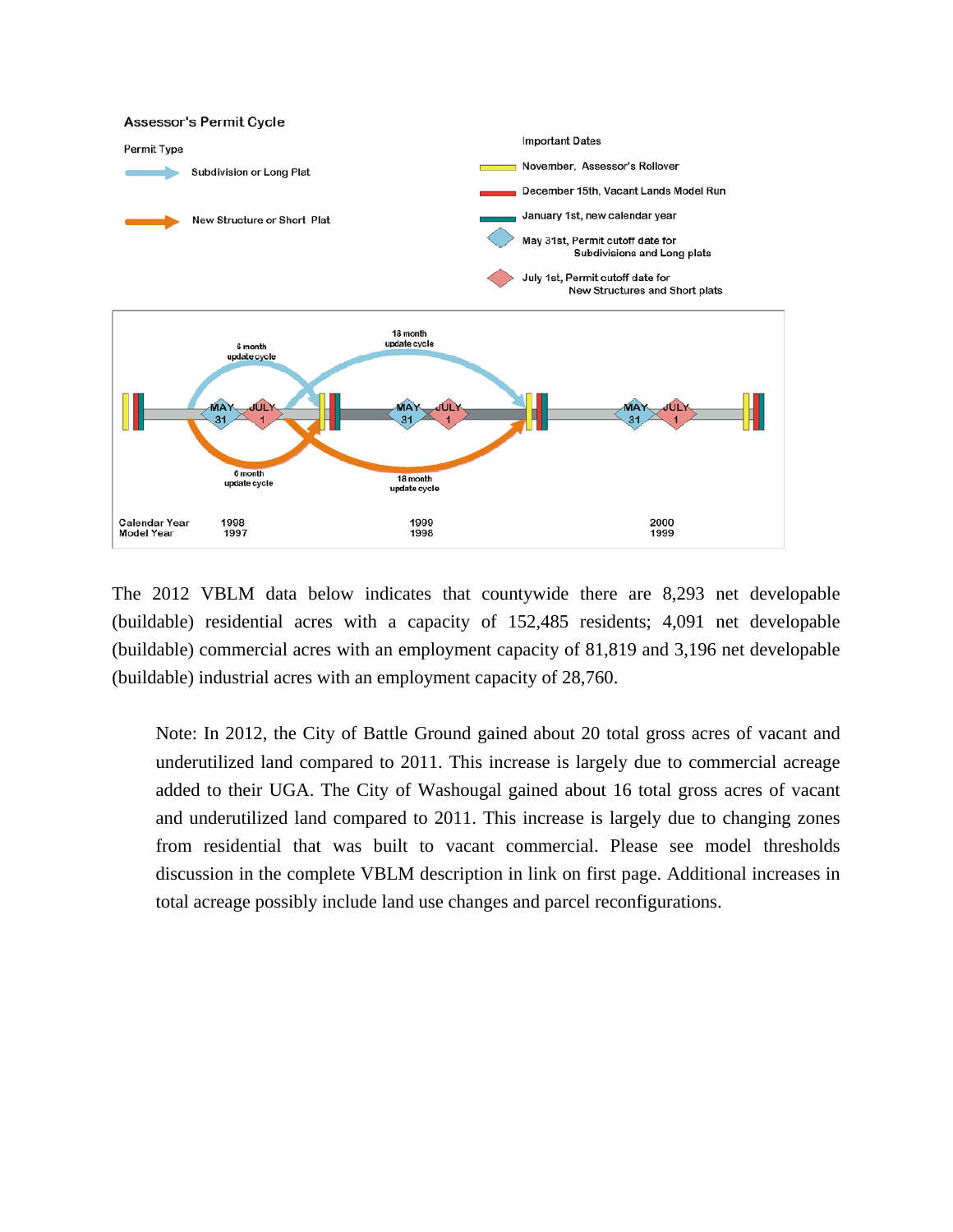**Assessor's Permit Cycle**

Permit Type

- Subdivision or Long Plat
- New Structure or Short Plat

Important Dates

- November, Assessor's Rollover
- December 15th, Vacant Lands Model Run
- January 1st, new calendar year
- May 31st, Permit cutoff date for Subdivisions and Long plats
- July 1st, Permit cutoff date for New Structures and Short plats

6 month update cycle

18 month update cycle

MAY 31 JULY 1 MAY 31 JULY 1 MAY 31 JULY 1

6 month update cycle

18 month update cycle

| Calendar Year | 1998 | 1999 | 2000 |
|---|---|---|---|
| Model Year | 1997 | 1998 | 1999 |

The 2012 VBLM data below indicates that countywide there are 8,293 net developable (buildable) residential acres with a capacity of 152,485 residents; 4,091 net developable (buildable) commercial acres with an employment capacity of 81,819 and 3,196 net developable (buildable) industrial acres with an employment capacity of 28,760.

> Note: In 2012, the City of Battle Ground gained about 20 total gross acres of vacant and underutilized land compared to 2011. This increase is largely due to commercial acreage added to their UGA. The City of Washougal gained about 16 total gross acres of vacant and underutilized land compared to 2011. This increase is largely due to changing zones from residential that was built to vacant commercial. Please see model thresholds discussion in the complete VBLM description in link on first page. Additional increases in total acreage possibly include land use changes and parcel reconfigurations.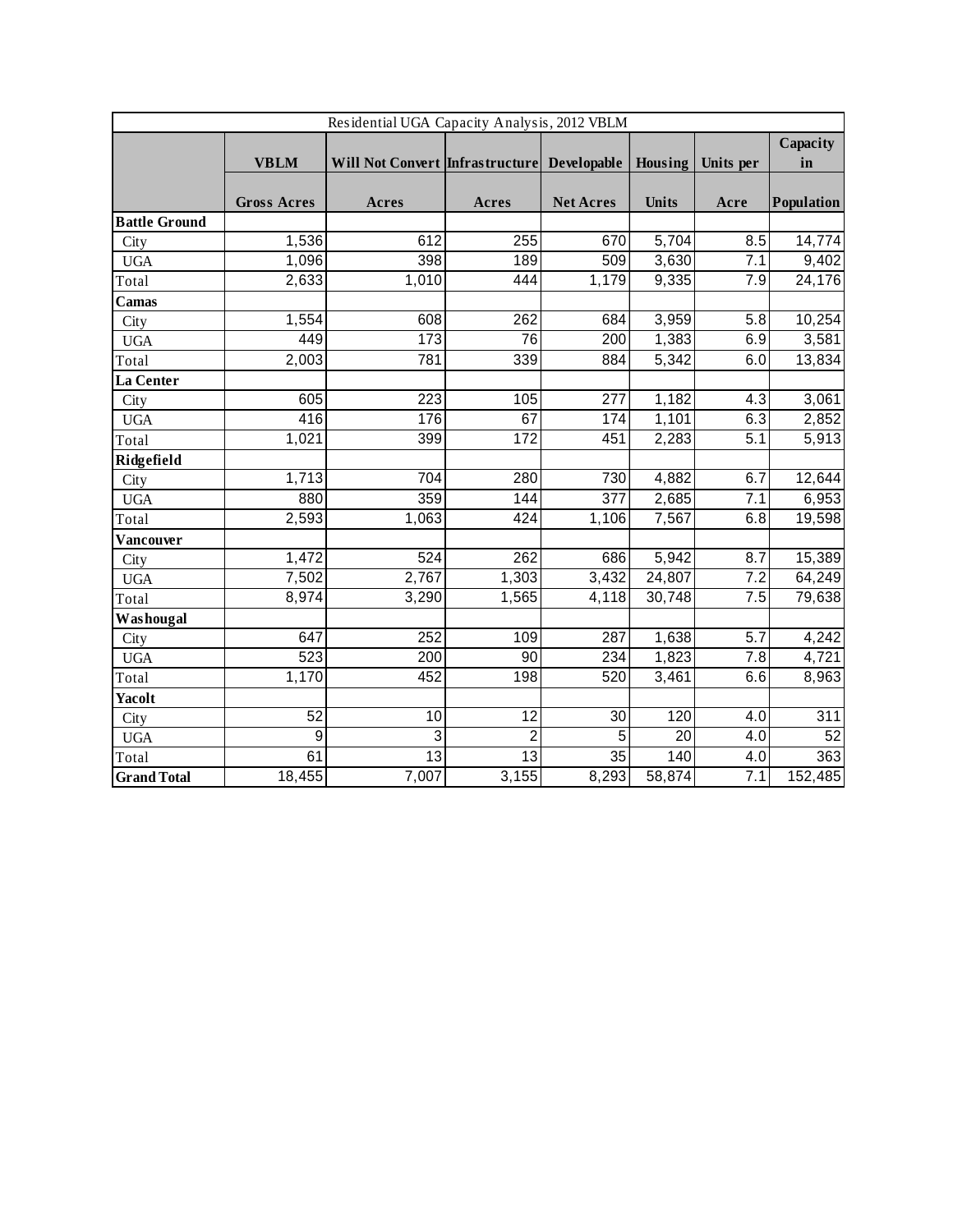| Residential UGA Capacity Analysis, 2012 VBLM | | | | | | | |
|---|---|---|---|---|---|---|---|
| | **VBLM** | **Will Not Convert** | **Infrastructure** | **Developable** | **Housing** | **Units per** | **Capacity in** |
| | **Gross Acres** | **Acres** | **Acres** | **Net Acres** | **Units** | **Acre** | **Population** |
| **Battle Ground** | | | | | | | |
| City | 1,536 | 612 | 255 | 670 | 5,704 | 8.5 | 14,774 |
| UGA | 1,096 | 398 | 189 | 509 | 3,630 | 7.1 | 9,402 |
| Total | 2,633 | 1,010 | 444 | 1,179 | 9,335 | 7.9 | 24,176 |
| **Camas** | | | | | | | |
| City | 1,554 | 608 | 262 | 684 | 3,959 | 5.8 | 10,254 |
| UGA | 449 | 173 | 76 | 200 | 1,383 | 6.9 | 3,581 |
| Total | 2,003 | 781 | 339 | 884 | 5,342 | 6.0 | 13,834 |
| **La Center** | | | | | | | |
| City | 605 | 223 | 105 | 277 | 1,182 | 4.3 | 3,061 |
| UGA | 416 | 176 | 67 | 174 | 1,101 | 6.3 | 2,852 |
| Total | 1,021 | 399 | 172 | 451 | 2,283 | 5.1 | 5,913 |
| **Ridgefield** | | | | | | | |
| City | 1,713 | 704 | 280 | 730 | 4,882 | 6.7 | 12,644 |
| UGA | 880 | 359 | 144 | 377 | 2,685 | 7.1 | 6,953 |
| Total | 2,593 | 1,063 | 424 | 1,106 | 7,567 | 6.8 | 19,598 |
| **Vancouver** | | | | | | | |
| City | 1,472 | 524 | 262 | 686 | 5,942 | 8.7 | 15,389 |
| UGA | 7,502 | 2,767 | 1,303 | 3,432 | 24,807 | 7.2 | 64,249 |
| Total | 8,974 | 3,290 | 1,565 | 4,118 | 30,748 | 7.5 | 79,638 |
| **Washougal** | | | | | | | |
| City | 647 | 252 | 109 | 287 | 1,638 | 5.7 | 4,242 |
| UGA | 523 | 200 | 90 | 234 | 1,823 | 7.8 | 4,721 |
| Total | 1,170 | 452 | 198 | 520 | 3,461 | 6.6 | 8,963 |
| **Yacolt** | | | | | | | |
| City | 52 | 10 | 12 | 30 | 120 | 4.0 | 311 |
| UGA | 9 | 3 | 2 | 5 | 20 | 4.0 | 52 |
| Total | 61 | 13 | 13 | 35 | 140 | 4.0 | 363 |
| **Grand Total** | 18,455 | 7,007 | 3,155 | 8,293 | 58,874 | 7.1 | 152,485 |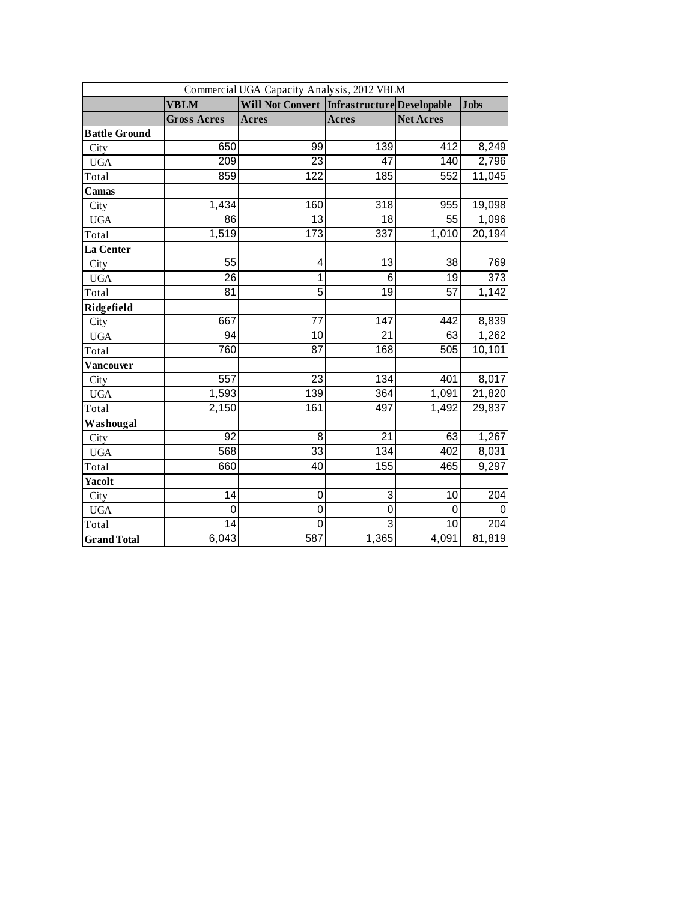| Commercial UGA Capacity Analysis, 2012 VBLM | | | | | |
|---|---|---|---|---|---|
| | **VBLM** | **Will Not Convert** | **Infrastructure** | **Developable** | **Jobs** |
| | **Gross Acres** | **Acres** | **Acres** | **Net Acres** | |
| **Battle Ground** | | | | | |
| City | 650 | 99 | 139 | 412 | 8,249 |
| UGA | 209 | 23 | 47 | 140 | 2,796 |
| Total | 859 | 122 | 185 | 552 | 11,045 |
| **Camas** | | | | | |
| City | 1,434 | 160 | 318 | 955 | 19,098 |
| UGA | 86 | 13 | 18 | 55 | 1,096 |
| Total | 1,519 | 173 | 337 | 1,010 | 20,194 |
| **La Center** | | | | | |
| City | 55 | 4 | 13 | 38 | 769 |
| UGA | 26 | 1 | 6 | 19 | 373 |
| Total | 81 | 5 | 19 | 57 | 1,142 |
| **Ridgefield** | | | | | |
| City | 667 | 77 | 147 | 442 | 8,839 |
| UGA | 94 | 10 | 21 | 63 | 1,262 |
| Total | 760 | 87 | 168 | 505 | 10,101 |
| **Vancouver** | | | | | |
| City | 557 | 23 | 134 | 401 | 8,017 |
| UGA | 1,593 | 139 | 364 | 1,091 | 21,820 |
| Total | 2,150 | 161 | 497 | 1,492 | 29,837 |
| **Washougal** | | | | | |
| City | 92 | 8 | 21 | 63 | 1,267 |
| UGA | 568 | 33 | 134 | 402 | 8,031 |
| Total | 660 | 40 | 155 | 465 | 9,297 |
| **Yacolt** | | | | | |
| City | 14 | 0 | 3 | 10 | 204 |
| UGA | 0 | 0 | 0 | 0 | 0 |
| Total | 14 | 0 | 3 | 10 | 204 |
| **Grand Total** | 6,043 | 587 | 1,365 | 4,091 | 81,819 |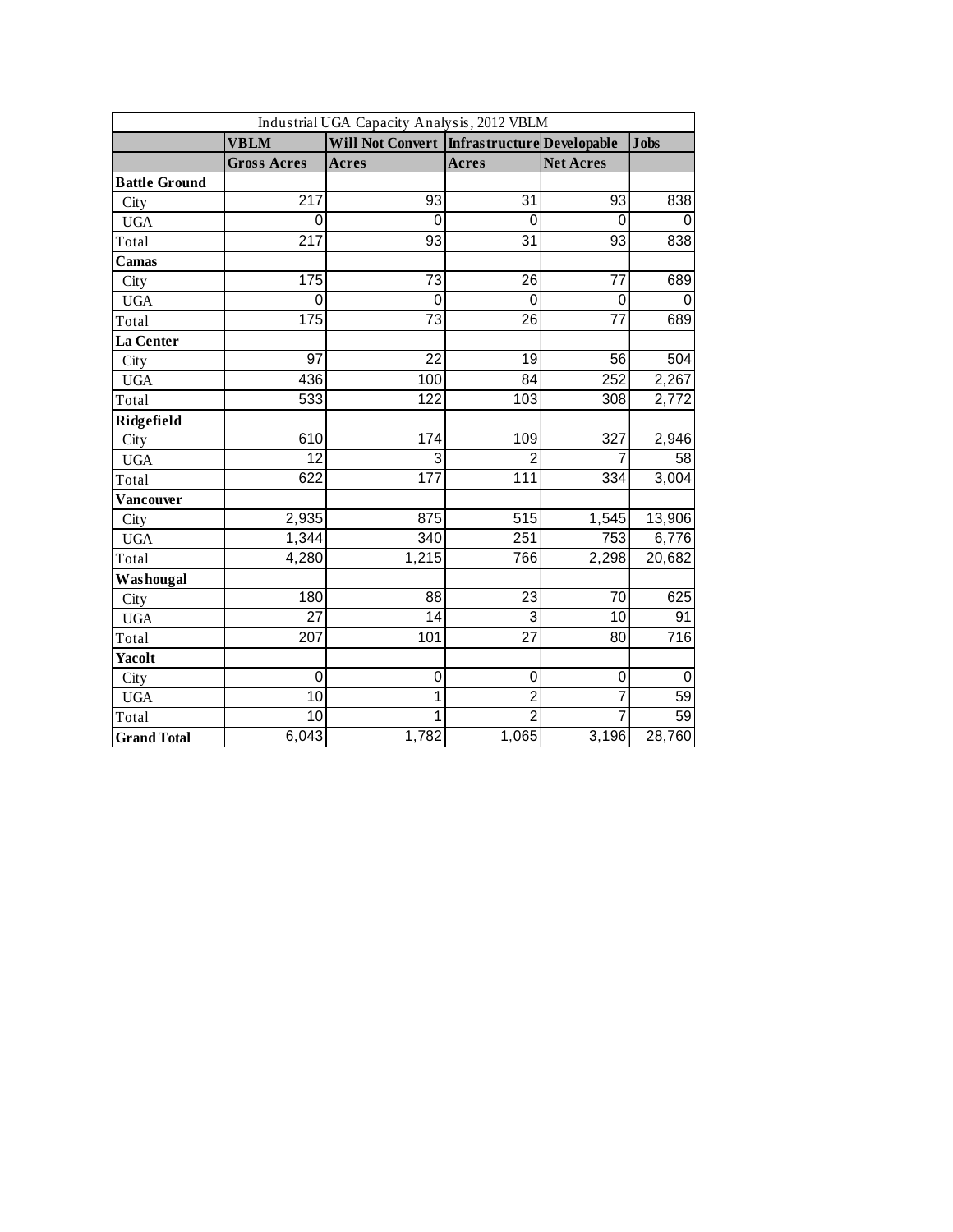| Industrial UGA Capacity Analysis, 2012 VBLM | | | | | |
|---|---|---|---|---|---|
| | **VBLM** | **Will Not Convert** | **Infrastructure** | **Developable** | **Jobs** |
| | **Gross Acres** | **Acres** | **Acres** | **Net Acres** | |
| **Battle Ground** | | | | | |
| City | 217 | 93 | 31 | 93 | 838 |
| UGA | 0 | 0 | 0 | 0 | 0 |
| Total | 217 | 93 | 31 | 93 | 838 |
| **Camas** | | | | | |
| City | 175 | 73 | 26 | 77 | 689 |
| UGA | 0 | 0 | 0 | 0 | 0 |
| Total | 175 | 73 | 26 | 77 | 689 |
| **La Center** | | | | | |
| City | 97 | 22 | 19 | 56 | 504 |
| UGA | 436 | 100 | 84 | 252 | 2,267 |
| Total | 533 | 122 | 103 | 308 | 2,772 |
| **Ridgefield** | | | | | |
| City | 610 | 174 | 109 | 327 | 2,946 |
| UGA | 12 | 3 | 2 | 7 | 58 |
| Total | 622 | 177 | 111 | 334 | 3,004 |
| **Vancouver** | | | | | |
| City | 2,935 | 875 | 515 | 1,545 | 13,906 |
| UGA | 1,344 | 340 | 251 | 753 | 6,776 |
| Total | 4,280 | 1,215 | 766 | 2,298 | 20,682 |
| **Washougal** | | | | | |
| City | 180 | 88 | 23 | 70 | 625 |
| UGA | 27 | 14 | 3 | 10 | 91 |
| Total | 207 | 101 | 27 | 80 | 716 |
| **Yacolt** | | | | | |
| City | 0 | 0 | 0 | 0 | 0 |
| UGA | 10 | 1 | 2 | 7 | 59 |
| Total | 10 | 1 | 2 | 7 | 59 |
| **Grand Total** | 6,043 | 1,782 | 1,065 | 3,196 | 28,760 |